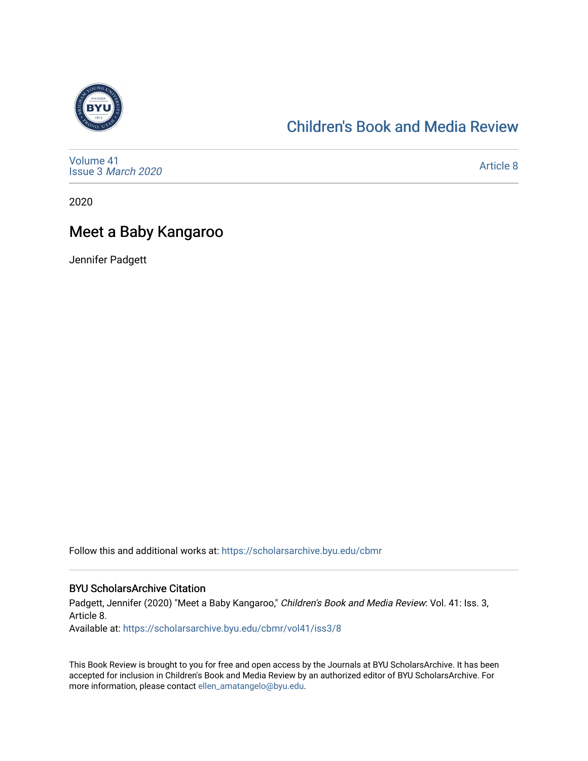# Children's Book and Media Review

Volume 41
Issue 3 *March 2020*

Article 8

2020

## Meet a Baby Kangaroo

Jennifer Padgett

Follow this and additional works at: https://scholarsarchive.byu.edu/cbmr

### BYU ScholarsArchive Citation

Padgett, Jennifer (2020) "Meet a Baby Kangaroo," *Children's Book and Media Review*: Vol. 41: Iss. 3, Article 8.
Available at: https://scholarsarchive.byu.edu/cbmr/vol41/iss3/8

This Book Review is brought to you for free and open access by the Journals at BYU ScholarsArchive. It has been accepted for inclusion in Children's Book and Media Review by an authorized editor of BYU ScholarsArchive. For more information, please contact ellen_amatangelo@byu.edu.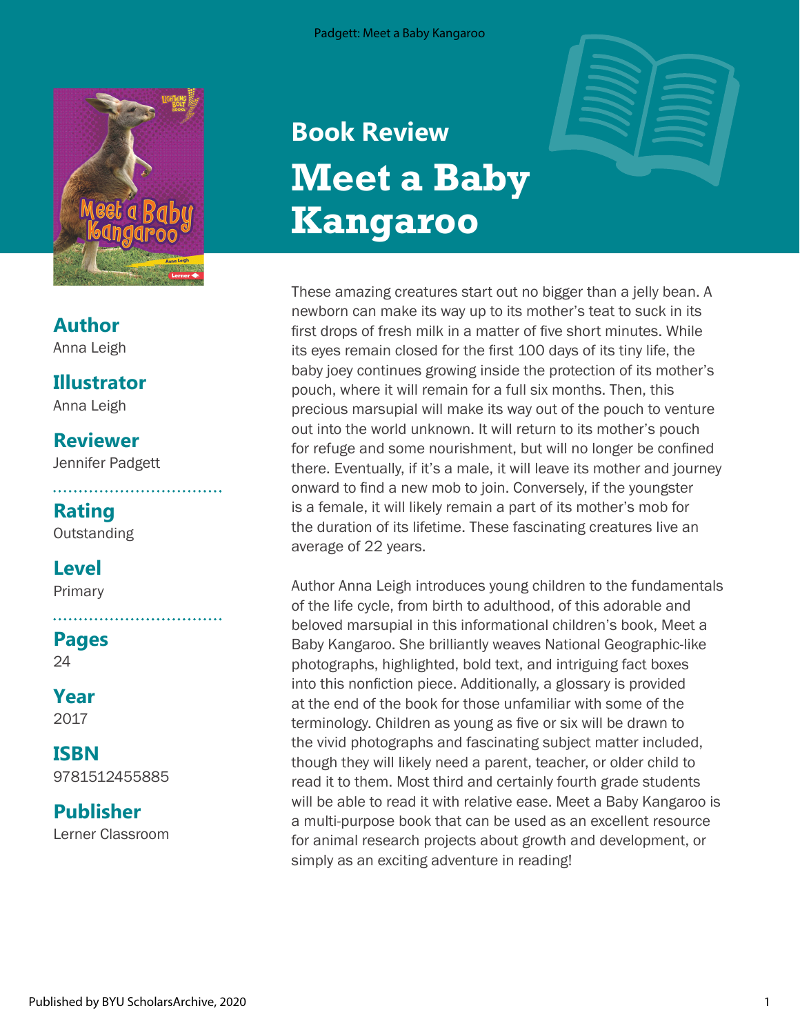## Book Review

# Meet a Baby Kangaroo

**Author**
Anna Leigh

**Illustrator**
Anna Leigh

**Reviewer**
Jennifer Padgett

**Rating**
Outstanding

**Level**
Primary

**Pages**
24

**Year**
2017

**ISBN**
9781512455885

**Publisher**
Lerner Classroom

These amazing creatures start out no bigger than a jelly bean. A newborn can make its way up to its mother's teat to suck in its first drops of fresh milk in a matter of five short minutes. While its eyes remain closed for the first 100 days of its tiny life, the baby joey continues growing inside the protection of its mother's pouch, where it will remain for a full six months. Then, this precious marsupial will make its way out of the pouch to venture out into the world unknown. It will return to its mother's pouch for refuge and some nourishment, but will no longer be confined there. Eventually, if it's a male, it will leave its mother and journey onward to find a new mob to join. Conversely, if the youngster is a female, it will likely remain a part of its mother's mob for the duration of its lifetime. These fascinating creatures live an average of 22 years.

Author Anna Leigh introduces young children to the fundamentals of the life cycle, from birth to adulthood, of this adorable and beloved marsupial in this informational children's book, Meet a Baby Kangaroo. She brilliantly weaves National Geographic-like photographs, highlighted, bold text, and intriguing fact boxes into this nonfiction piece. Additionally, a glossary is provided at the end of the book for those unfamiliar with some of the terminology. Children as young as five or six will be drawn to the vivid photographs and fascinating subject matter included, though they will likely need a parent, teacher, or older child to read it to them. Most third and certainly fourth grade students will be able to read it with relative ease. Meet a Baby Kangaroo is a multi-purpose book that can be used as an excellent resource for animal research projects about growth and development, or simply as an exciting adventure in reading!